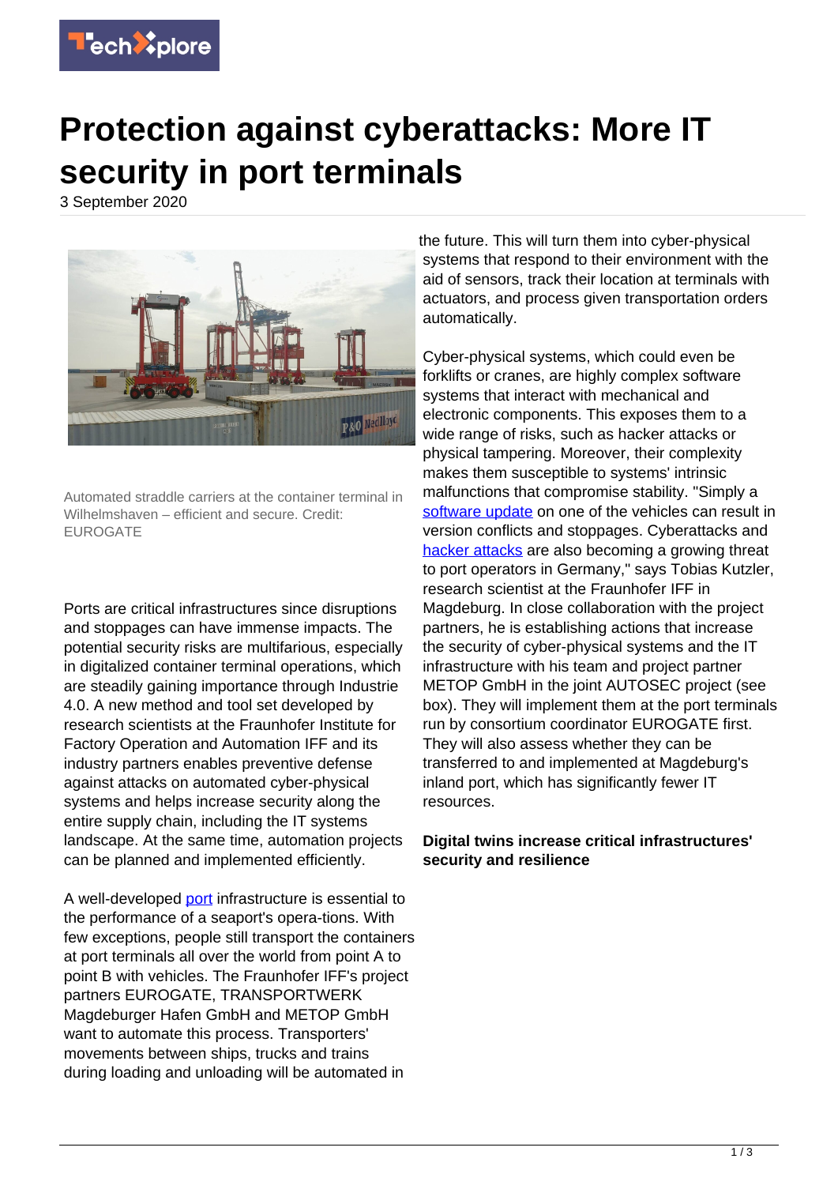# Protection against cyberattacks: More IT security in port terminals

3 September 2020

Automated straddle carriers at the container terminal in Wilhelmshaven – efficient and secure. Credit: EUROGATE

Ports are critical infrastructures since disruptions and stoppages can have immense impacts. The potential security risks are multifarious, especially in digitalized container terminal operations, which are steadily gaining importance through Industrie 4.0. A new method and tool set developed by research scientists at the Fraunhofer Institute for Factory Operation and Automation IFF and its industry partners enables preventive defense against attacks on automated cyber-physical systems and helps increase security along the entire supply chain, including the IT systems landscape. At the same time, automation projects can be planned and implemented efficiently.

A well-developed port infrastructure is essential to the performance of a seaport's opera-tions. With few exceptions, people still transport the containers at port terminals all over the world from point A to point B with vehicles. The Fraunhofer IFF's project partners EUROGATE, TRANSPORTWERK Magdeburger Hafen GmbH and METOP GmbH want to automate this process. Transporters' movements between ships, trucks and trains during loading and unloading will be automated in the future. This will turn them into cyber-physical systems that respond to their environment with the aid of sensors, track their location at terminals with actuators, and process given transportation orders automatically.

Cyber-physical systems, which could even be forklifts or cranes, are highly complex software systems that interact with mechanical and electronic components. This exposes them to a wide range of risks, such as hacker attacks or physical tampering. Moreover, their complexity makes them susceptible to systems' intrinsic malfunctions that compromise stability. "Simply a software update on one of the vehicles can result in version conflicts and stoppages. Cyberattacks and hacker attacks are also becoming a growing threat to port operators in Germany," says Tobias Kutzler, research scientist at the Fraunhofer IFF in Magdeburg. In close collaboration with the project partners, he is establishing actions that increase the security of cyber-physical systems and the IT infrastructure with his team and project partner METOP GmbH in the joint AUTOSEC project (see box). They will implement them at the port terminals run by consortium coordinator EUROGATE first. They will also assess whether they can be transferred to and implemented at Magdeburg's inland port, which has significantly fewer IT resources.

**Digital twins increase critical infrastructures' security and resilience**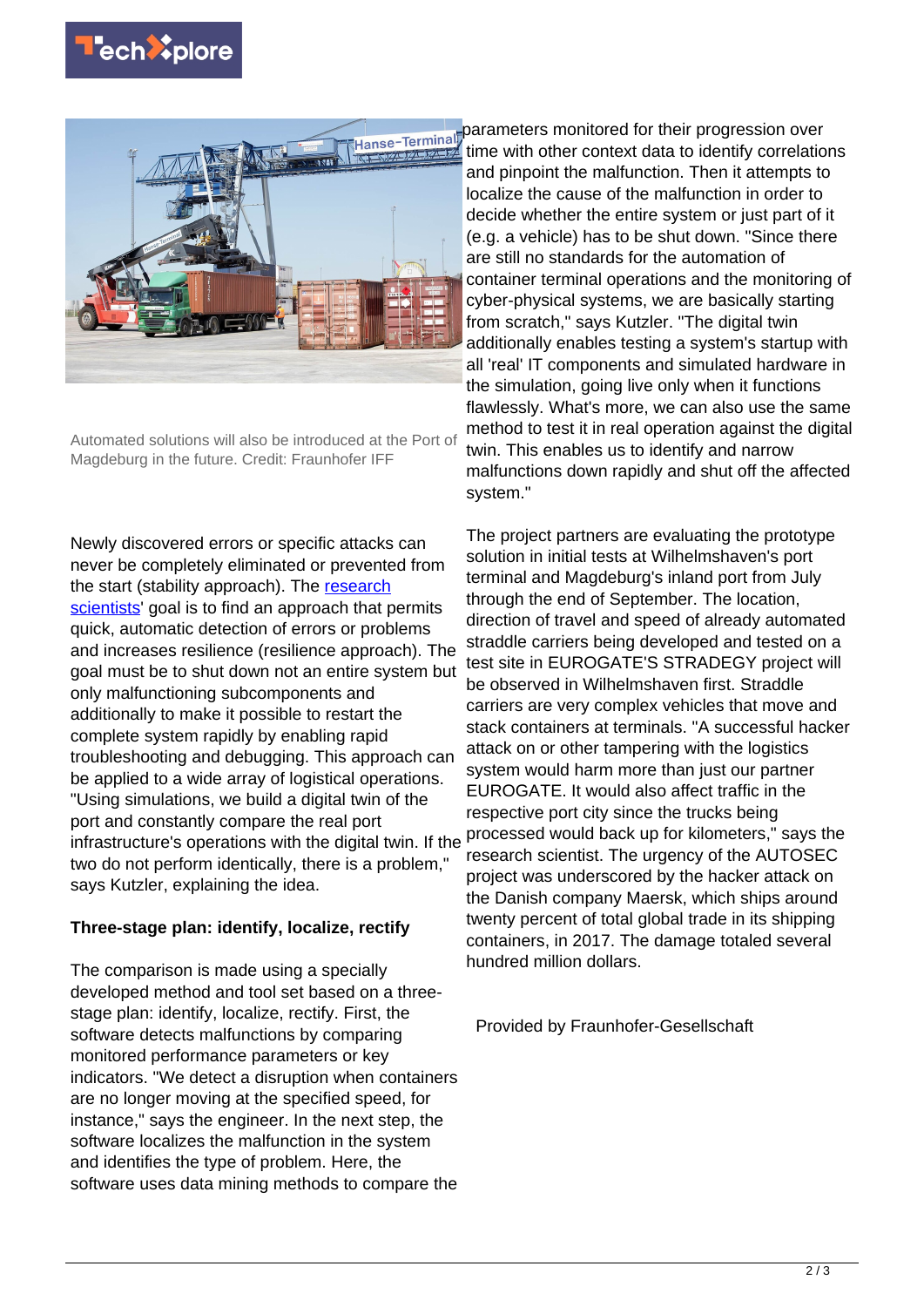Automated solutions will also be introduced at the Port of Magdeburg in the future. Credit: Fraunhofer IFF

Newly discovered errors or specific attacks can never be completely eliminated or prevented from the start (stability approach). The research scientists' goal is to find an approach that permits quick, automatic detection of errors or problems and increases resilience (resilience approach). The goal must be to shut down not an entire system but only malfunctioning subcomponents and additionally to make it possible to restart the complete system rapidly by enabling rapid troubleshooting and debugging. This approach can be applied to a wide array of logistical operations. "Using simulations, we build a digital twin of the port and constantly compare the real port infrastructure's operations with the digital twin. If the two do not perform identically, there is a problem," says Kutzler, explaining the idea.

### Three-stage plan: identify, localize, rectify

The comparison is made using a specially developed method and tool set based on a three-stage plan: identify, localize, rectify. First, the software detects malfunctions by comparing monitored performance parameters or key indicators. "We detect a disruption when containers are no longer moving at the specified speed, for instance," says the engineer. In the next step, the software localizes the malfunction in the system and identifies the type of problem. Here, the software uses data mining methods to compare the parameters monitored for their progression over time with other context data to identify correlations and pinpoint the malfunction. Then it attempts to localize the cause of the malfunction in order to decide whether the entire system or just part of it (e.g. a vehicle) has to be shut down. "Since there are still no standards for the automation of container terminal operations and the monitoring of cyber-physical systems, we are basically starting from scratch," says Kutzler. "The digital twin additionally enables testing a system's startup with all 'real' IT components and simulated hardware in the simulation, going live only when it functions flawlessly. What's more, we can also use the same method to test it in real operation against the digital twin. This enables us to identify and narrow malfunctions down rapidly and shut off the affected system."

The project partners are evaluating the prototype solution in initial tests at Wilhelmshaven's port terminal and Magdeburg's inland port from July through the end of September. The location, direction of travel and speed of already automated straddle carriers being developed and tested on a test site in EUROGATE'S STRADEGY project will be observed in Wilhelmshaven first. Straddle carriers are very complex vehicles that move and stack containers at terminals. "A successful hacker attack on or other tampering with the logistics system would harm more than just our partner EUROGATE. It would also affect traffic in the respective port city since the trucks being processed would back up for kilometers," says the research scientist. The urgency of the AUTOSEC project was underscored by the hacker attack on the Danish company Maersk, which ships around twenty percent of total global trade in its shipping containers, in 2017. The damage totaled several hundred million dollars.

Provided by Fraunhofer-Gesellschaft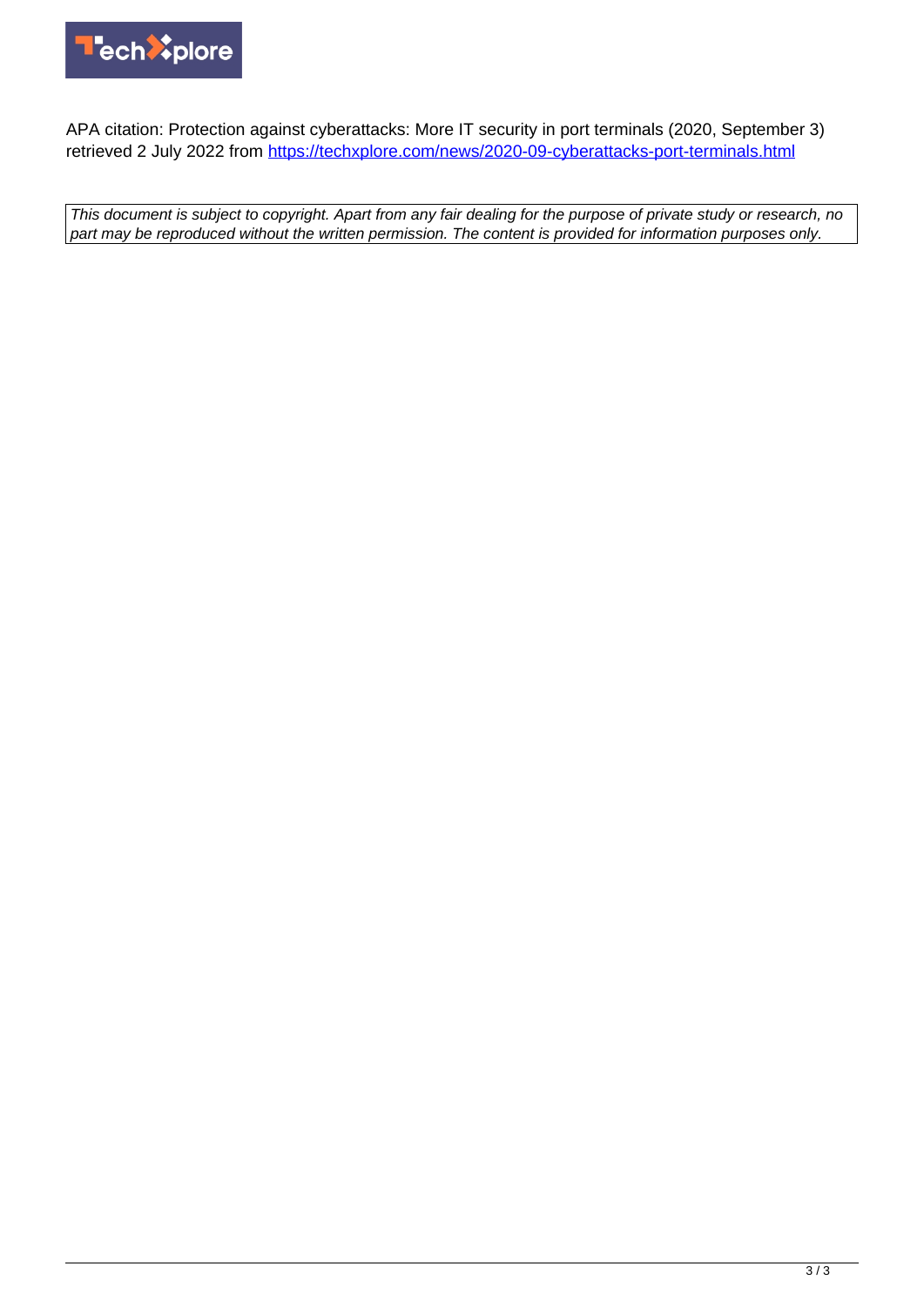APA citation: Protection against cyberattacks: More IT security in port terminals (2020, September 3) retrieved 2 July 2022 from https://techxplore.com/news/2020-09-cyberattacks-port-terminals.html

*This document is subject to copyright. Apart from any fair dealing for the purpose of private study or research, no part may be reproduced without the written permission. The content is provided for information purposes only.*